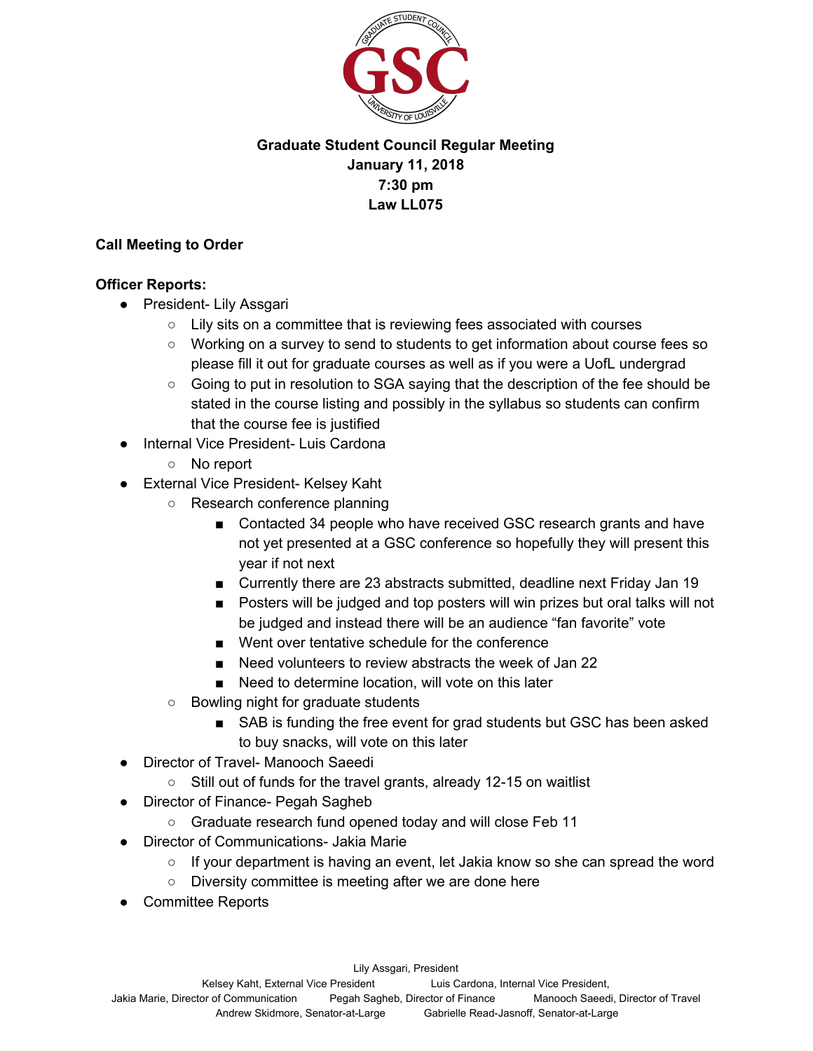**Graduate Student Council Regular Meeting**
**January 11, 2018**
**7:30 pm**
**Law LL075**

**Call Meeting to Order**

**Officer Reports:**

- President- Lily Assgari
  - Lily sits on a committee that is reviewing fees associated with courses
  - Working on a survey to send to students to get information about course fees so please fill it out for graduate courses as well as if you were a UofL undergrad
  - Going to put in resolution to SGA saying that the description of the fee should be stated in the course listing and possibly in the syllabus so students can confirm that the course fee is justified
- Internal Vice President- Luis Cardona
  - No report
- External Vice President- Kelsey Kaht
  - Research conference planning
    - Contacted 34 people who have received GSC research grants and have not yet presented at a GSC conference so hopefully they will present this year if not next
    - Currently there are 23 abstracts submitted, deadline next Friday Jan 19
    - Posters will be judged and top posters will win prizes but oral talks will not be judged and instead there will be an audience "fan favorite" vote
    - Went over tentative schedule for the conference
    - Need volunteers to review abstracts the week of Jan 22
    - Need to determine location, will vote on this later
  - Bowling night for graduate students
    - SAB is funding the free event for grad students but GSC has been asked to buy snacks, will vote on this later
- Director of Travel- Manooch Saeedi
  - Still out of funds for the travel grants, already 12-15 on waitlist
- Director of Finance- Pegah Sagheb
  - Graduate research fund opened today and will close Feb 11
- Director of Communications- Jakia Marie
  - If your department is having an event, let Jakia know so she can spread the word
  - Diversity committee is meeting after we are done here
- Committee Reports

Lily Assgari, President
Kelsey Kaht, External Vice President Luis Cardona, Internal Vice President,
Jakia Marie, Director of Communication Pegah Sagheb, Director of Finance Manooch Saeedi, Director of Travel
Andrew Skidmore, Senator-at-Large Gabrielle Read-Jasnoff, Senator-at-Large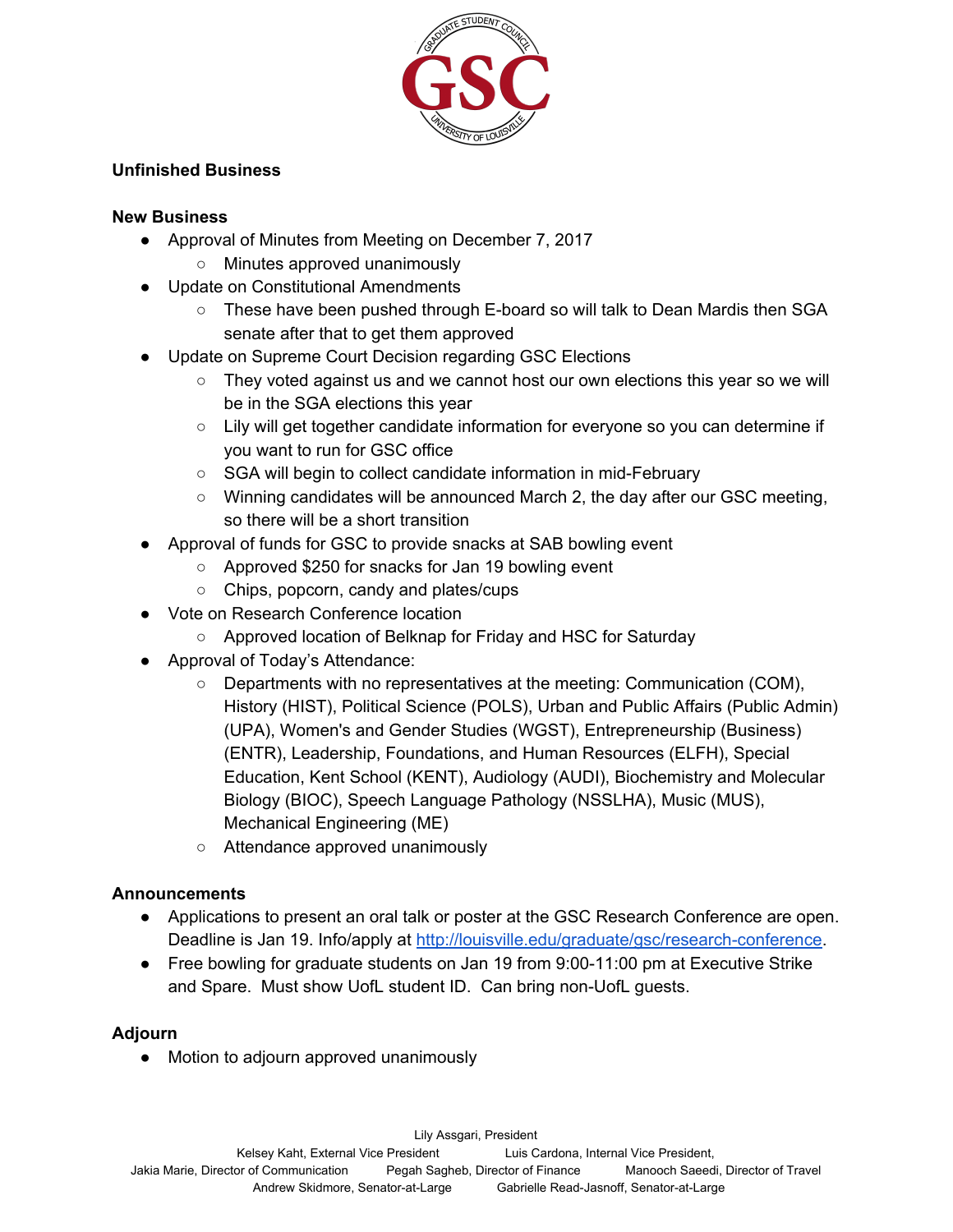### Unfinished Business

### New Business

- Approval of Minutes from Meeting on December 7, 2017
  - Minutes approved unanimously
- Update on Constitutional Amendments
  - These have been pushed through E-board so will talk to Dean Mardis then SGA senate after that to get them approved
- Update on Supreme Court Decision regarding GSC Elections
  - They voted against us and we cannot host our own elections this year so we will be in the SGA elections this year
  - Lily will get together candidate information for everyone so you can determine if you want to run for GSC office
  - SGA will begin to collect candidate information in mid-February
  - Winning candidates will be announced March 2, the day after our GSC meeting, so there will be a short transition
- Approval of funds for GSC to provide snacks at SAB bowling event
  - Approved $250 for snacks for Jan 19 bowling event
  - Chips, popcorn, candy and plates/cups
- Vote on Research Conference location
  - Approved location of Belknap for Friday and HSC for Saturday
- Approval of Today's Attendance:
  - Departments with no representatives at the meeting: Communication (COM), History (HIST), Political Science (POLS), Urban and Public Affairs (Public Admin) (UPA), Women's and Gender Studies (WGST), Entrepreneurship (Business) (ENTR), Leadership, Foundations, and Human Resources (ELFH), Special Education, Kent School (KENT), Audiology (AUDI), Biochemistry and Molecular Biology (BIOC), Speech Language Pathology (NSSLHA), Music (MUS), Mechanical Engineering (ME)
  - Attendance approved unanimously

### Announcements

- Applications to present an oral talk or poster at the GSC Research Conference are open. Deadline is Jan 19. Info/apply at http://louisville.edu/graduate/gsc/research-conference.
- Free bowling for graduate students on Jan 19 from 9:00-11:00 pm at Executive Strike and Spare. Must show UofL student ID. Can bring non-UofL guests.

### Adjourn

- Motion to adjourn approved unanimously

Lily Assgari, President
Kelsey Kaht, External Vice President Luis Cardona, Internal Vice President,
Jakia Marie, Director of Communication Pegah Sagheb, Director of Finance Manooch Saeedi, Director of Travel
Andrew Skidmore, Senator-at-Large Gabrielle Read-Jasnoff, Senator-at-Large